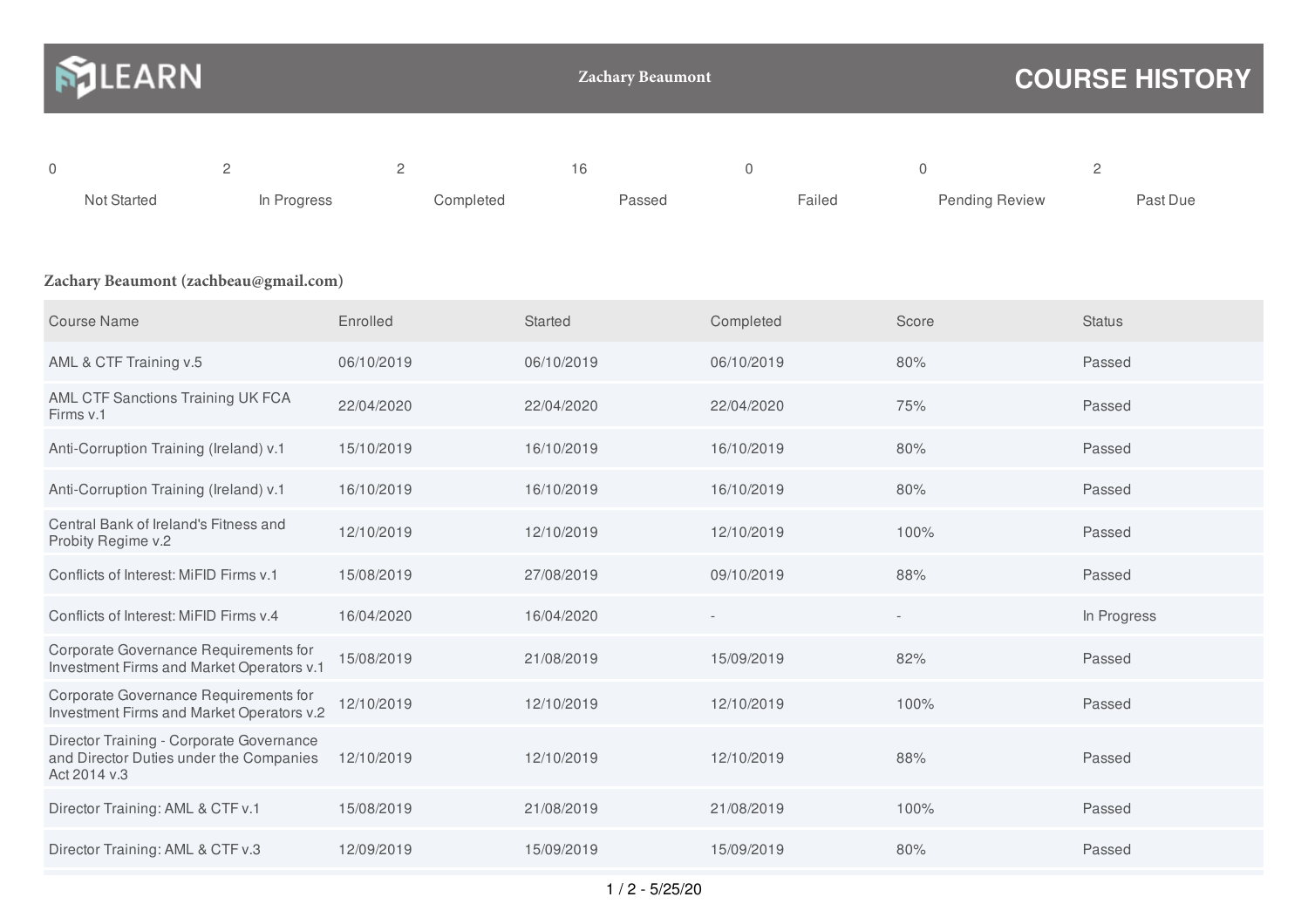LEARN

Zachary Beaumont

# COURSE HISTORY

| 0 | 2 | 2 | 16 | 0 | 0 | 2 |
|---|---|---|---|---|---|---|
| Not Started | In Progress | Completed | Passed | Failed | Pending Review | Past Due |

**Zachary Beaumont (zachbeau@gmail.com)**

| Course Name | Enrolled | Started | Completed | Score | Status |
|---|---|---|---|---|---|
| AML & CTF Training v.5 | 06/10/2019 | 06/10/2019 | 06/10/2019 | 80% | Passed |
| AML CTF Sanctions Training UK FCA Firms v.1 | 22/04/2020 | 22/04/2020 | 22/04/2020 | 75% | Passed |
| Anti-Corruption Training (Ireland) v.1 | 15/10/2019 | 16/10/2019 | 16/10/2019 | 80% | Passed |
| Anti-Corruption Training (Ireland) v.1 | 16/10/2019 | 16/10/2019 | 16/10/2019 | 80% | Passed |
| Central Bank of Ireland's Fitness and Probity Regime v.2 | 12/10/2019 | 12/10/2019 | 12/10/2019 | 100% | Passed |
| Conflicts of Interest: MiFID Firms v.1 | 15/08/2019 | 27/08/2019 | 09/10/2019 | 88% | Passed |
| Conflicts of Interest: MiFID Firms v.4 | 16/04/2020 | 16/04/2020 | - | - | In Progress |
| Corporate Governance Requirements for Investment Firms and Market Operators v.1 | 15/08/2019 | 21/08/2019 | 15/09/2019 | 82% | Passed |
| Corporate Governance Requirements for Investment Firms and Market Operators v.2 | 12/10/2019 | 12/10/2019 | 12/10/2019 | 100% | Passed |
| Director Training - Corporate Governance and Director Duties under the Companies Act 2014 v.3 | 12/10/2019 | 12/10/2019 | 12/10/2019 | 88% | Passed |
| Director Training: AML & CTF v.1 | 15/08/2019 | 21/08/2019 | 21/08/2019 | 100% | Passed |
| Director Training: AML & CTF v.3 | 12/09/2019 | 15/09/2019 | 15/09/2019 | 80% | Passed |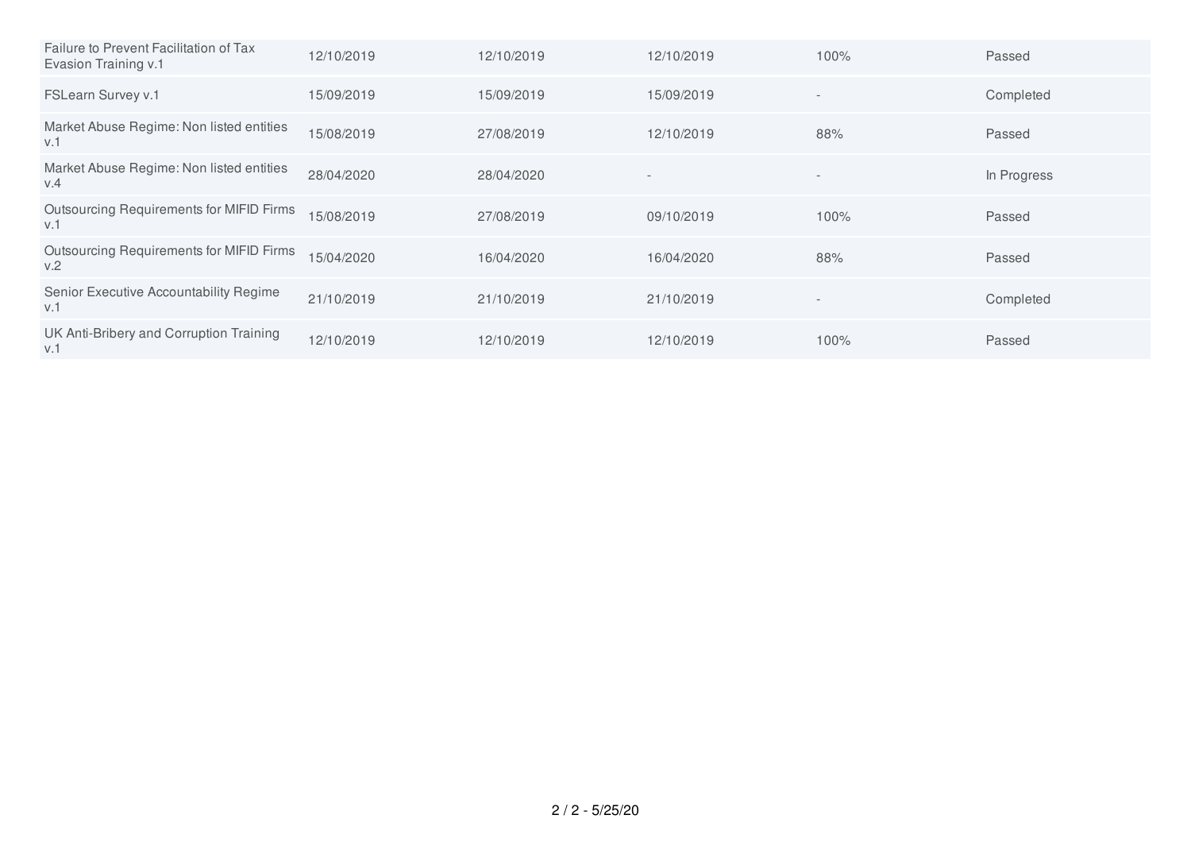| | | | | | |
|---|---|---|---|---|---|
| Failure to Prevent Facilitation of Tax Evasion Training v.1 | 12/10/2019 | 12/10/2019 | 12/10/2019 | 100% | Passed |
| FSLearn Survey v.1 | 15/09/2019 | 15/09/2019 | 15/09/2019 | - | Completed |
| Market Abuse Regime: Non listed entities v.1 | 15/08/2019 | 27/08/2019 | 12/10/2019 | 88% | Passed |
| Market Abuse Regime: Non listed entities v.4 | 28/04/2020 | 28/04/2020 | - | - | In Progress |
| Outsourcing Requirements for MIFID Firms v.1 | 15/08/2019 | 27/08/2019 | 09/10/2019 | 100% | Passed |
| Outsourcing Requirements for MIFID Firms v.2 | 15/04/2020 | 16/04/2020 | 16/04/2020 | 88% | Passed |
| Senior Executive Accountability Regime v.1 | 21/10/2019 | 21/10/2019 | 21/10/2019 | - | Completed |
| UK Anti-Bribery and Corruption Training v.1 | 12/10/2019 | 12/10/2019 | 12/10/2019 | 100% | Passed |